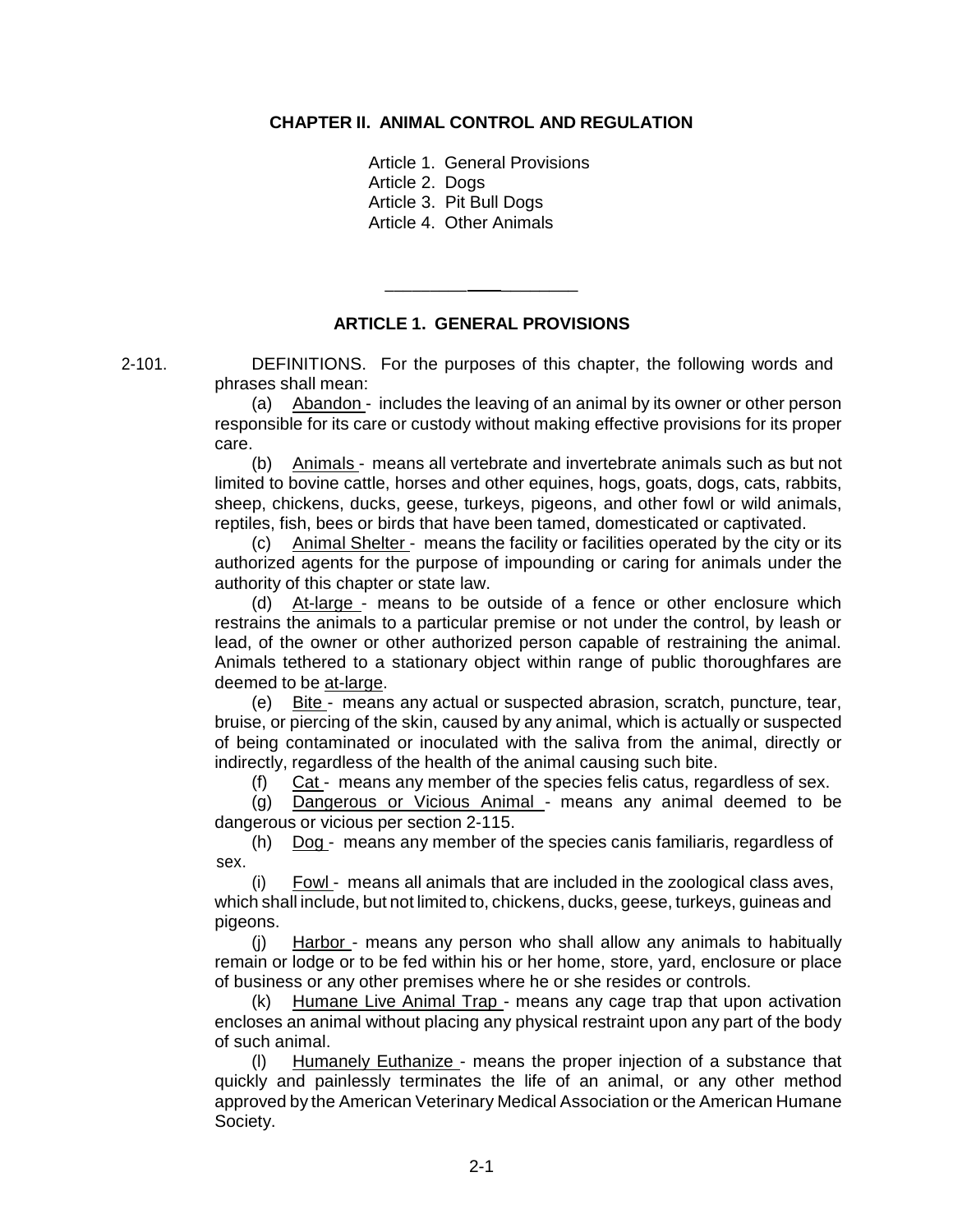# CHAPTER II. ANIMAL CONTROL AND REGULATION

Article 1. General Provisions
Article 2. Dogs
Article 3. Pit Bull Dogs
Article 4. Other Animals

---

## ARTICLE 1. GENERAL PROVISIONS

2-101. DEFINITIONS. For the purposes of this chapter, the following words and phrases shall mean:

(a) Abandon - includes the leaving of an animal by its owner or other person responsible for its care or custody without making effective provisions for its proper care.

(b) Animals - means all vertebrate and invertebrate animals such as but not limited to bovine cattle, horses and other equines, hogs, goats, dogs, cats, rabbits, sheep, chickens, ducks, geese, turkeys, pigeons, and other fowl or wild animals, reptiles, fish, bees or birds that have been tamed, domesticated or captivated.

(c) Animal Shelter - means the facility or facilities operated by the city or its authorized agents for the purpose of impounding or caring for animals under the authority of this chapter or state law.

(d) At-large - means to be outside of a fence or other enclosure which restrains the animals to a particular premise or not under the control, by leash or lead, of the owner or other authorized person capable of restraining the animal. Animals tethered to a stationary object within range of public thoroughfares are deemed to be at-large.

(e) Bite - means any actual or suspected abrasion, scratch, puncture, tear, bruise, or piercing of the skin, caused by any animal, which is actually or suspected of being contaminated or inoculated with the saliva from the animal, directly or indirectly, regardless of the health of the animal causing such bite.

(f) Cat - means any member of the species felis catus, regardless of sex.

(g) Dangerous or Vicious Animal - means any animal deemed to be dangerous or vicious per section 2-115.

(h) Dog - means any member of the species canis familiaris, regardless of sex.

(i) Fowl - means all animals that are included in the zoological class aves, which shall include, but not limited to, chickens, ducks, geese, turkeys, guineas and pigeons.

(j) Harbor - means any person who shall allow any animals to habitually remain or lodge or to be fed within his or her home, store, yard, enclosure or place of business or any other premises where he or she resides or controls.

(k) Humane Live Animal Trap - means any cage trap that upon activation encloses an animal without placing any physical restraint upon any part of the body of such animal.

(l) Humanely Euthanize - means the proper injection of a substance that quickly and painlessly terminates the life of an animal, or any other method approved by the American Veterinary Medical Association or the American Humane Society.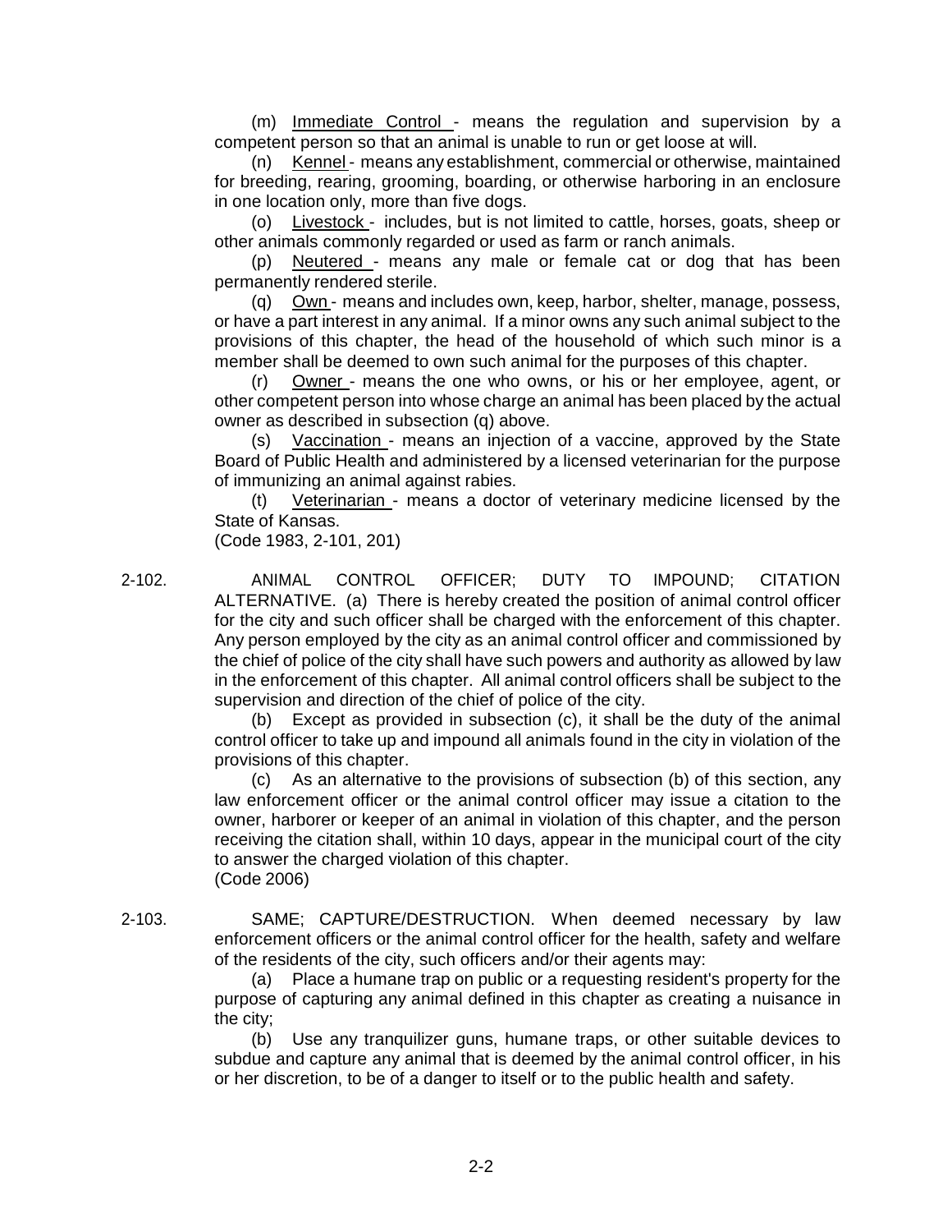(m) Immediate Control - means the regulation and supervision by a competent person so that an animal is unable to run or get loose at will.

(n) Kennel - means any establishment, commercial or otherwise, maintained for breeding, rearing, grooming, boarding, or otherwise harboring in an enclosure in one location only, more than five dogs.

(o) Livestock - includes, but is not limited to cattle, horses, goats, sheep or other animals commonly regarded or used as farm or ranch animals.

(p) Neutered - means any male or female cat or dog that has been permanently rendered sterile.

(q) Own - means and includes own, keep, harbor, shelter, manage, possess, or have a part interest in any animal. If a minor owns any such animal subject to the provisions of this chapter, the head of the household of which such minor is a member shall be deemed to own such animal for the purposes of this chapter.

(r) Owner - means the one who owns, or his or her employee, agent, or other competent person into whose charge an animal has been placed by the actual owner as described in subsection (q) above.

(s) Vaccination - means an injection of a vaccine, approved by the State Board of Public Health and administered by a licensed veterinarian for the purpose of immunizing an animal against rabies.

(t) Veterinarian - means a doctor of veterinary medicine licensed by the State of Kansas.

(Code 1983, 2-101, 201)

2-102. ANIMAL CONTROL OFFICER; DUTY TO IMPOUND; CITATION ALTERNATIVE. (a) There is hereby created the position of animal control officer for the city and such officer shall be charged with the enforcement of this chapter. Any person employed by the city as an animal control officer and commissioned by the chief of police of the city shall have such powers and authority as allowed by law in the enforcement of this chapter. All animal control officers shall be subject to the supervision and direction of the chief of police of the city.

(b) Except as provided in subsection (c), it shall be the duty of the animal control officer to take up and impound all animals found in the city in violation of the provisions of this chapter.

(c) As an alternative to the provisions of subsection (b) of this section, any law enforcement officer or the animal control officer may issue a citation to the owner, harborer or keeper of an animal in violation of this chapter, and the person receiving the citation shall, within 10 days, appear in the municipal court of the city to answer the charged violation of this chapter.

(Code 2006)

2-103. SAME; CAPTURE/DESTRUCTION. When deemed necessary by law enforcement officers or the animal control officer for the health, safety and welfare of the residents of the city, such officers and/or their agents may:

(a) Place a humane trap on public or a requesting resident's property for the purpose of capturing any animal defined in this chapter as creating a nuisance in the city;

(b) Use any tranquilizer guns, humane traps, or other suitable devices to subdue and capture any animal that is deemed by the animal control officer, in his or her discretion, to be of a danger to itself or to the public health and safety.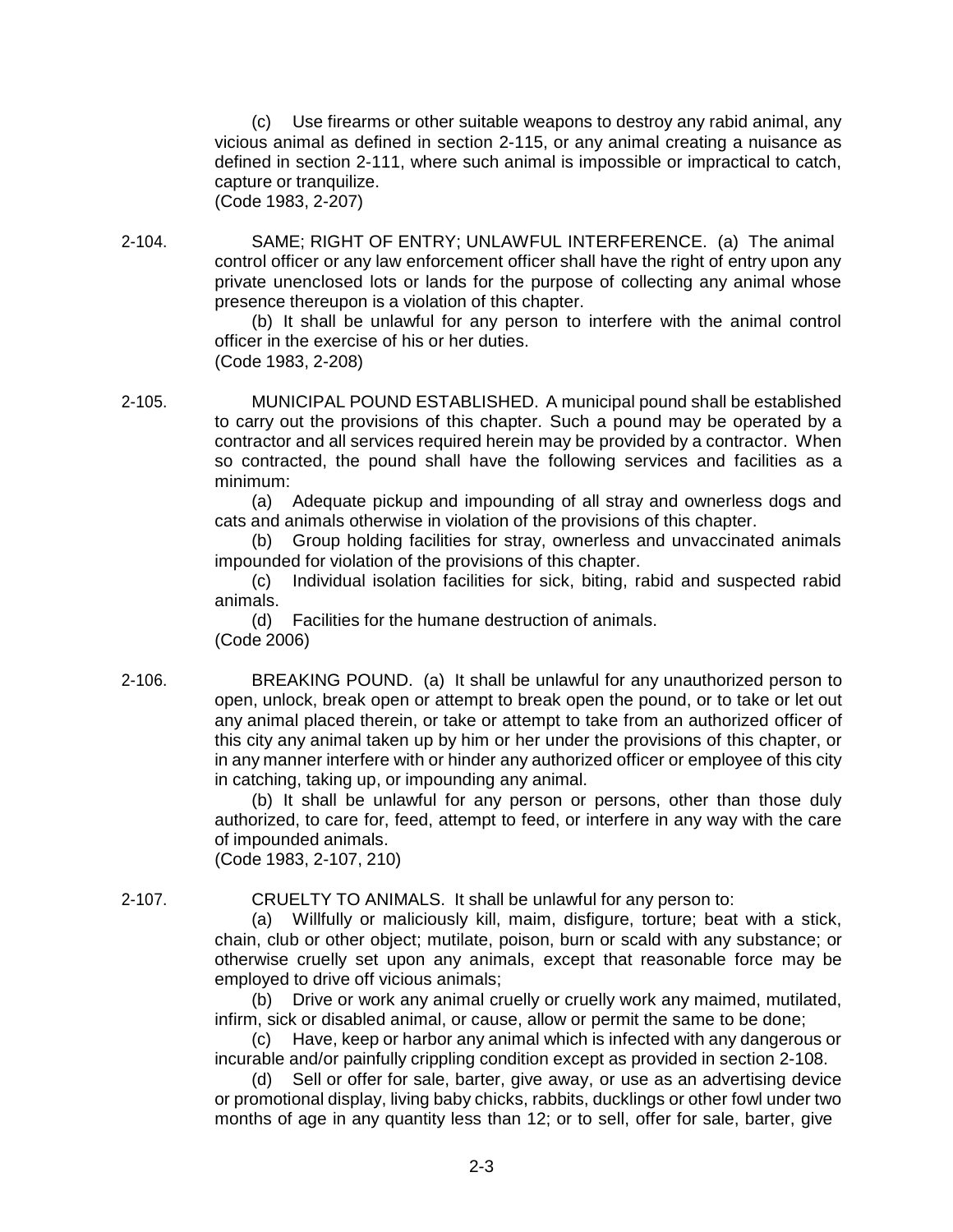(c) Use firearms or other suitable weapons to destroy any rabid animal, any vicious animal as defined in section 2-115, or any animal creating a nuisance as defined in section 2-111, where such animal is impossible or impractical to catch, capture or tranquilize.
(Code 1983, 2-207)

2-104. SAME; RIGHT OF ENTRY; UNLAWFUL INTERFERENCE. (a) The animal control officer or any law enforcement officer shall have the right of entry upon any private unenclosed lots or lands for the purpose of collecting any animal whose presence thereupon is a violation of this chapter.

(b) It shall be unlawful for any person to interfere with the animal control officer in the exercise of his or her duties.
(Code 1983, 2-208)

2-105. MUNICIPAL POUND ESTABLISHED. A municipal pound shall be established to carry out the provisions of this chapter. Such a pound may be operated by a contractor and all services required herein may be provided by a contractor. When so contracted, the pound shall have the following services and facilities as a minimum:

(a) Adequate pickup and impounding of all stray and ownerless dogs and cats and animals otherwise in violation of the provisions of this chapter.

(b) Group holding facilities for stray, ownerless and unvaccinated animals impounded for violation of the provisions of this chapter.

(c) Individual isolation facilities for sick, biting, rabid and suspected rabid animals.

(d) Facilities for the humane destruction of animals.
(Code 2006)

2-106. BREAKING POUND. (a) It shall be unlawful for any unauthorized person to open, unlock, break open or attempt to break open the pound, or to take or let out any animal placed therein, or take or attempt to take from an authorized officer of this city any animal taken up by him or her under the provisions of this chapter, or in any manner interfere with or hinder any authorized officer or employee of this city in catching, taking up, or impounding any animal.

(b) It shall be unlawful for any person or persons, other than those duly authorized, to care for, feed, attempt to feed, or interfere in any way with the care of impounded animals.
(Code 1983, 2-107, 210)

2-107. CRUELTY TO ANIMALS. It shall be unlawful for any person to:

(a) Willfully or maliciously kill, maim, disfigure, torture; beat with a stick, chain, club or other object; mutilate, poison, burn or scald with any substance; or otherwise cruelly set upon any animals, except that reasonable force may be employed to drive off vicious animals;

(b) Drive or work any animal cruelly or cruelly work any maimed, mutilated, infirm, sick or disabled animal, or cause, allow or permit the same to be done;

(c) Have, keep or harbor any animal which is infected with any dangerous or incurable and/or painfully crippling condition except as provided in section 2-108.

(d) Sell or offer for sale, barter, give away, or use as an advertising device or promotional display, living baby chicks, rabbits, ducklings or other fowl under two months of age in any quantity less than 12; or to sell, offer for sale, barter, give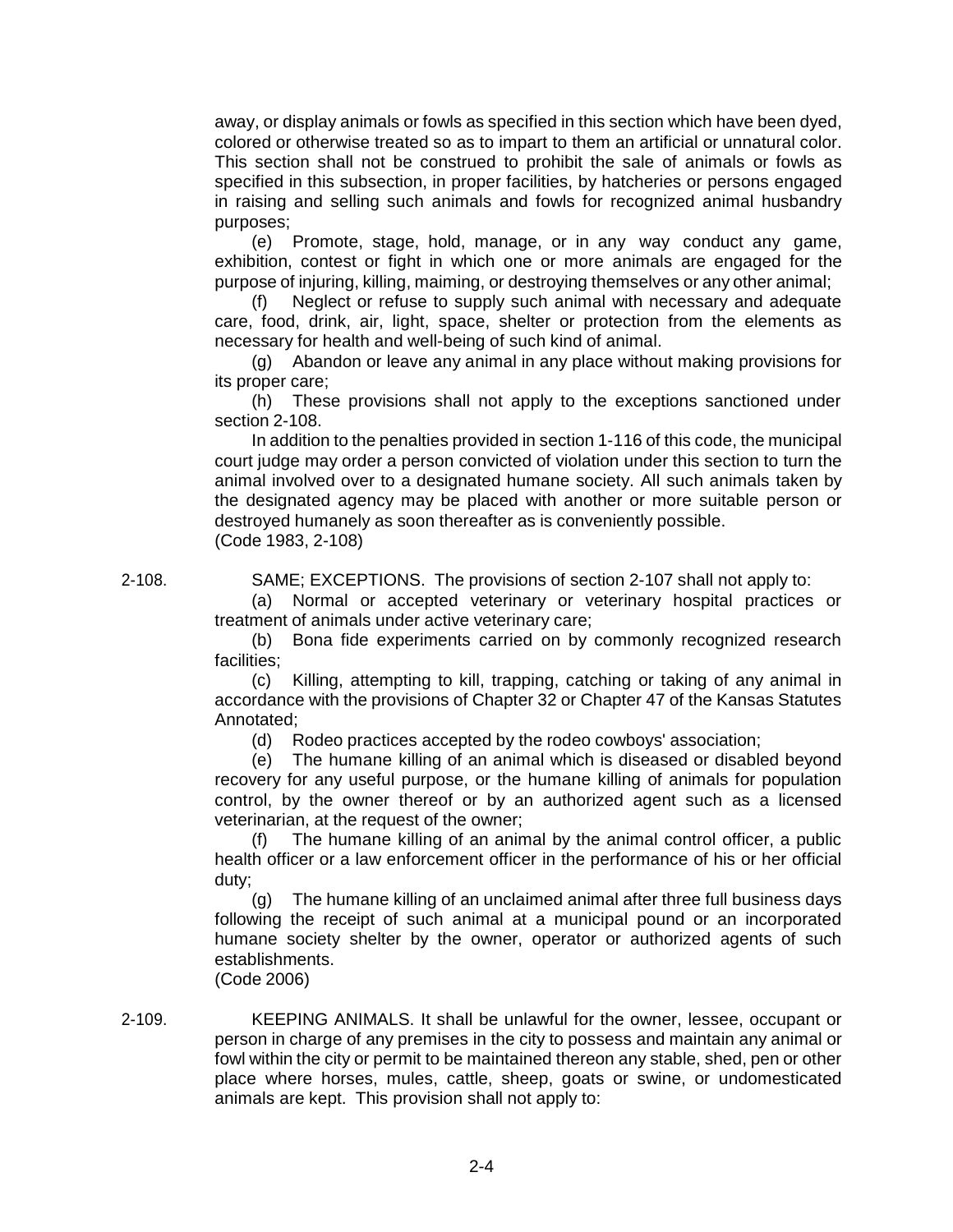away, or display animals or fowls as specified in this section which have been dyed, colored or otherwise treated so as to impart to them an artificial or unnatural color. This section shall not be construed to prohibit the sale of animals or fowls as specified in this subsection, in proper facilities, by hatcheries or persons engaged in raising and selling such animals and fowls for recognized animal husbandry purposes;

(e) Promote, stage, hold, manage, or in any way conduct any game, exhibition, contest or fight in which one or more animals are engaged for the purpose of injuring, killing, maiming, or destroying themselves or any other animal;

(f) Neglect or refuse to supply such animal with necessary and adequate care, food, drink, air, light, space, shelter or protection from the elements as necessary for health and well-being of such kind of animal.

(g) Abandon or leave any animal in any place without making provisions for its proper care;

(h) These provisions shall not apply to the exceptions sanctioned under section 2-108.

In addition to the penalties provided in section 1-116 of this code, the municipal court judge may order a person convicted of violation under this section to turn the animal involved over to a designated humane society. All such animals taken by the designated agency may be placed with another or more suitable person or destroyed humanely as soon thereafter as is conveniently possible.
(Code 1983, 2-108)

2-108. SAME; EXCEPTIONS. The provisions of section 2-107 shall not apply to:

(a) Normal or accepted veterinary or veterinary hospital practices or treatment of animals under active veterinary care;

(b) Bona fide experiments carried on by commonly recognized research facilities;

(c) Killing, attempting to kill, trapping, catching or taking of any animal in accordance with the provisions of Chapter 32 or Chapter 47 of the Kansas Statutes Annotated;

(d) Rodeo practices accepted by the rodeo cowboys' association;

(e) The humane killing of an animal which is diseased or disabled beyond recovery for any useful purpose, or the humane killing of animals for population control, by the owner thereof or by an authorized agent such as a licensed veterinarian, at the request of the owner;

(f) The humane killing of an animal by the animal control officer, a public health officer or a law enforcement officer in the performance of his or her official duty;

(g) The humane killing of an unclaimed animal after three full business days following the receipt of such animal at a municipal pound or an incorporated humane society shelter by the owner, operator or authorized agents of such establishments.
(Code 2006)

2-109. KEEPING ANIMALS. It shall be unlawful for the owner, lessee, occupant or person in charge of any premises in the city to possess and maintain any animal or fowl within the city or permit to be maintained thereon any stable, shed, pen or other place where horses, mules, cattle, sheep, goats or swine, or undomesticated animals are kept. This provision shall not apply to: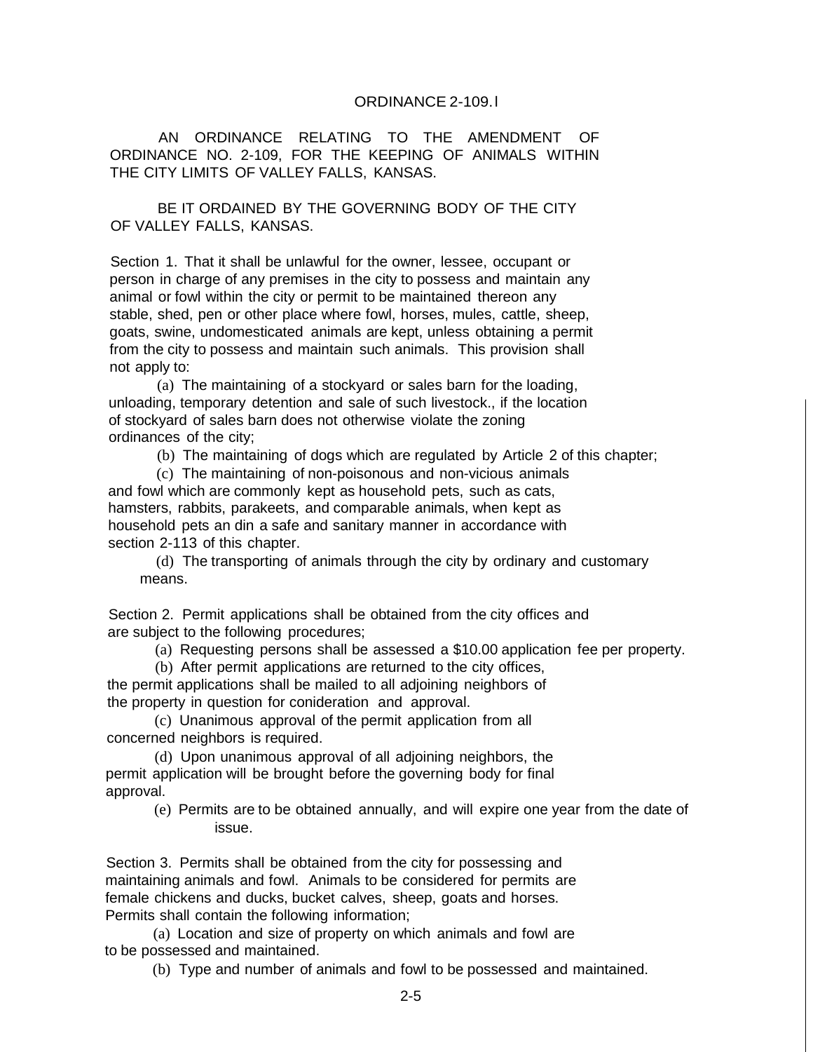ORDINANCE 2-109.I

AN ORDINANCE RELATING TO THE AMENDMENT OF ORDINANCE NO. 2-109, FOR THE KEEPING OF ANIMALS WITHIN THE CITY LIMITS OF VALLEY FALLS, KANSAS.

BE IT ORDAINED BY THE GOVERNING BODY OF THE CITY OF VALLEY FALLS, KANSAS.

Section 1. That it shall be unlawful for the owner, lessee, occupant or person in charge of any premises in the city to possess and maintain any animal or fowl within the city or permit to be maintained thereon any stable, shed, pen or other place where fowl, horses, mules, cattle, sheep, goats, swine, undomesticated animals are kept, unless obtaining a permit from the city to possess and maintain such animals. This provision shall not apply to:

(a) The maintaining of a stockyard or sales barn for the loading, unloading, temporary detention and sale of such livestock., if the location of stockyard of sales barn does not otherwise violate the zoning ordinances of the city;

(b) The maintaining of dogs which are regulated by Article 2 of this chapter;

(c) The maintaining of non-poisonous and non-vicious animals and fowl which are commonly kept as household pets, such as cats, hamsters, rabbits, parakeets, and comparable animals, when kept as household pets an din a safe and sanitary manner in accordance with section 2-113 of this chapter.

(d) The transporting of animals through the city by ordinary and customary means.

Section 2. Permit applications shall be obtained from the city offices and are subject to the following procedures;

(a) Requesting persons shall be assessed a $10.00 application fee per property.

(b) After permit applications are returned to the city offices, the permit applications shall be mailed to all adjoining neighbors of the property in question for conideration and approval.

(c) Unanimous approval of the permit application from all concerned neighbors is required.

(d) Upon unanimous approval of all adjoining neighbors, the permit application will be brought before the governing body for final approval.

(e) Permits are to be obtained annually, and will expire one year from the date of issue.

Section 3. Permits shall be obtained from the city for possessing and maintaining animals and fowl. Animals to be considered for permits are female chickens and ducks, bucket calves, sheep, goats and horses. Permits shall contain the following information;

(a) Location and size of property on which animals and fowl are to be possessed and maintained.

(b) Type and number of animals and fowl to be possessed and maintained.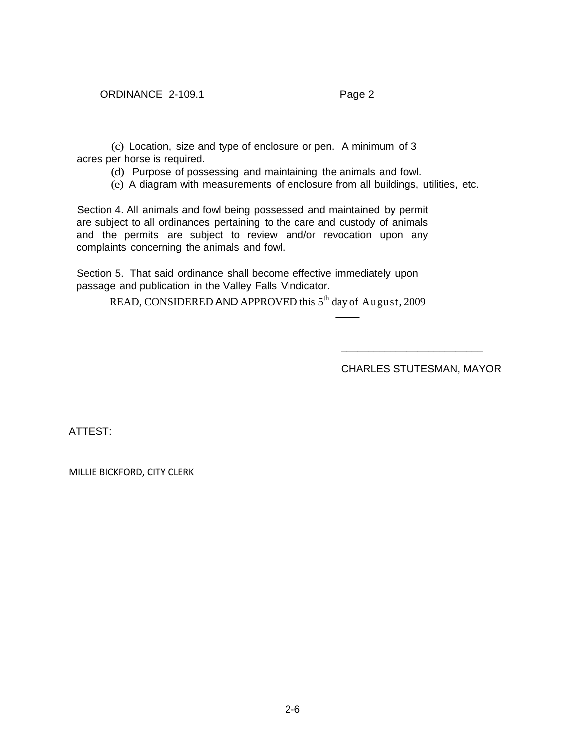(c) Location, size and type of enclosure or pen. A minimum of 3 acres per horse is required.

(d) Purpose of possessing and maintaining the animals and fowl.

(e) A diagram with measurements of enclosure from all buildings, utilities, etc.

Section 4. All animals and fowl being possessed and maintained by permit are subject to all ordinances pertaining to the care and custody of animals and the permits are subject to review and/or revocation upon any complaints concerning the animals and fowl.

Section 5. That said ordinance shall become effective immediately upon passage and publication in the Valley Falls Vindicator.

READ, CONSIDERED AND APPROVED this 5th day of August, 2009

\_\_\_\_\_\_\_\_\_\_\_\_\_\_\_\_\_\_\_\_\_\_\_\_\_

CHARLES STUTESMAN, MAYOR

ATTEST:

MILLIE BICKFORD, CITY CLERK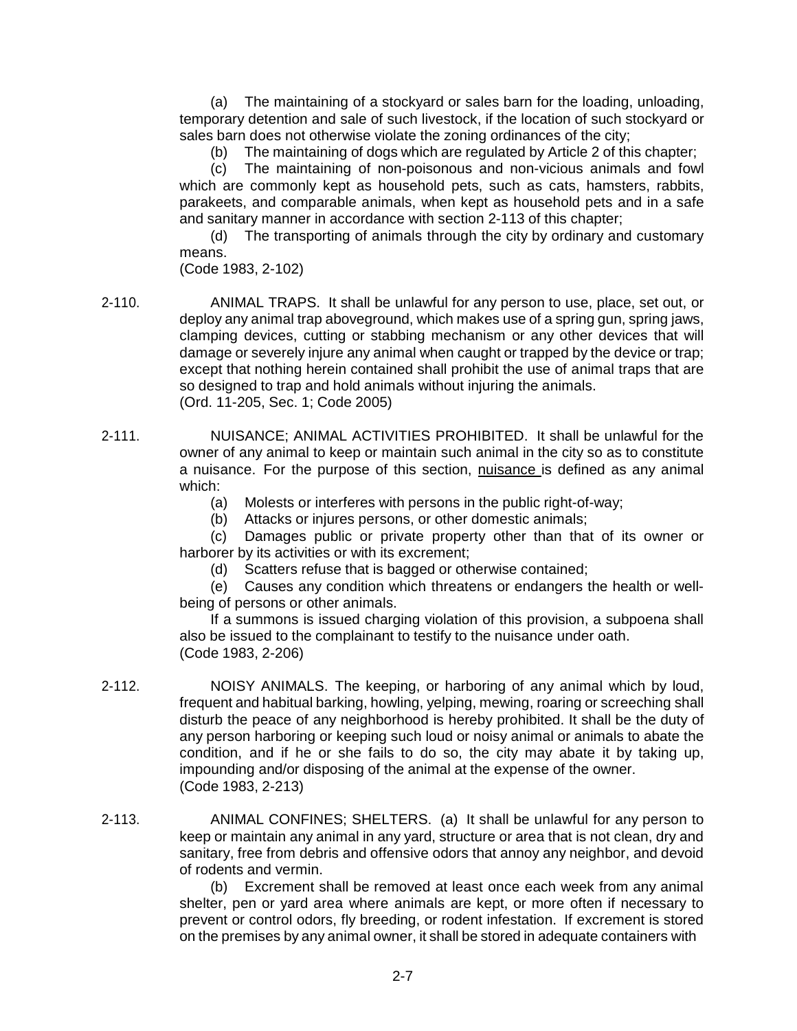(a) The maintaining of a stockyard or sales barn for the loading, unloading, temporary detention and sale of such livestock, if the location of such stockyard or sales barn does not otherwise violate the zoning ordinances of the city;

(b) The maintaining of dogs which are regulated by Article 2 of this chapter;

(c) The maintaining of non-poisonous and non-vicious animals and fowl which are commonly kept as household pets, such as cats, hamsters, rabbits, parakeets, and comparable animals, when kept as household pets and in a safe and sanitary manner in accordance with section 2-113 of this chapter;

(d) The transporting of animals through the city by ordinary and customary means.

(Code 1983, 2-102)

2-110. ANIMAL TRAPS. It shall be unlawful for any person to use, place, set out, or deploy any animal trap aboveground, which makes use of a spring gun, spring jaws, clamping devices, cutting or stabbing mechanism or any other devices that will damage or severely injure any animal when caught or trapped by the device or trap; except that nothing herein contained shall prohibit the use of animal traps that are so designed to trap and hold animals without injuring the animals.
(Ord. 11-205, Sec. 1; Code 2005)

2-111. NUISANCE; ANIMAL ACTIVITIES PROHIBITED. It shall be unlawful for the owner of any animal to keep or maintain such animal in the city so as to constitute a nuisance. For the purpose of this section, <u>nuisance</u> is defined as any animal which:

(a) Molests or interferes with persons in the public right-of-way;

(b) Attacks or injures persons, or other domestic animals;

(c) Damages public or private property other than that of its owner or harborer by its activities or with its excrement;

(d) Scatters refuse that is bagged or otherwise contained;

(e) Causes any condition which threatens or endangers the health or well-being of persons or other animals.

If a summons is issued charging violation of this provision, a subpoena shall also be issued to the complainant to testify to the nuisance under oath.
(Code 1983, 2-206)

2-112. NOISY ANIMALS. The keeping, or harboring of any animal which by loud, frequent and habitual barking, howling, yelping, mewing, roaring or screeching shall disturb the peace of any neighborhood is hereby prohibited. It shall be the duty of any person harboring or keeping such loud or noisy animal or animals to abate the condition, and if he or she fails to do so, the city may abate it by taking up, impounding and/or disposing of the animal at the expense of the owner.
(Code 1983, 2-213)

2-113. ANIMAL CONFINES; SHELTERS. (a) It shall be unlawful for any person to keep or maintain any animal in any yard, structure or area that is not clean, dry and sanitary, free from debris and offensive odors that annoy any neighbor, and devoid of rodents and vermin.

(b) Excrement shall be removed at least once each week from any animal shelter, pen or yard area where animals are kept, or more often if necessary to prevent or control odors, fly breeding, or rodent infestation. If excrement is stored on the premises by any animal owner, it shall be stored in adequate containers with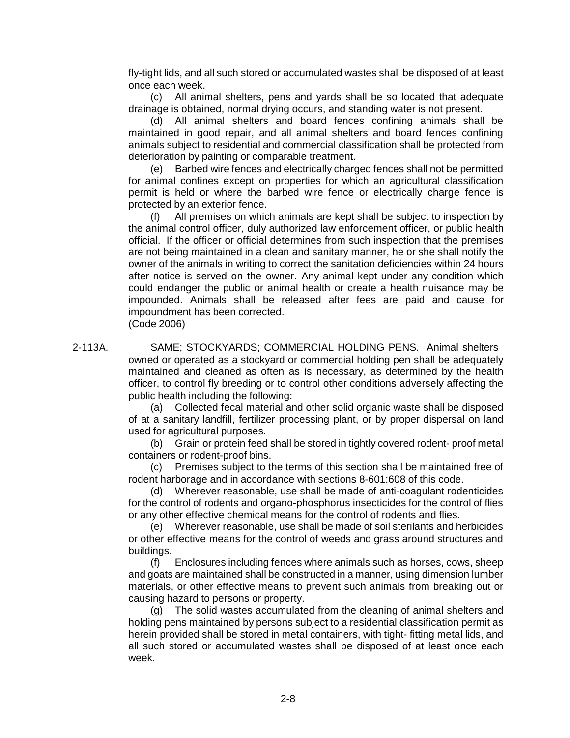fly-tight lids, and all such stored or accumulated wastes shall be disposed of at least once each week.

(c) All animal shelters, pens and yards shall be so located that adequate drainage is obtained, normal drying occurs, and standing water is not present.

(d) All animal shelters and board fences confining animals shall be maintained in good repair, and all animal shelters and board fences confining animals subject to residential and commercial classification shall be protected from deterioration by painting or comparable treatment.

(e) Barbed wire fences and electrically charged fences shall not be permitted for animal confines except on properties for which an agricultural classification permit is held or where the barbed wire fence or electrically charge fence is protected by an exterior fence.

(f) All premises on which animals are kept shall be subject to inspection by the animal control officer, duly authorized law enforcement officer, or public health official. If the officer or official determines from such inspection that the premises are not being maintained in a clean and sanitary manner, he or she shall notify the owner of the animals in writing to correct the sanitation deficiencies within 24 hours after notice is served on the owner. Any animal kept under any condition which could endanger the public or animal health or create a health nuisance may be impounded. Animals shall be released after fees are paid and cause for impoundment has been corrected.
(Code 2006)

2-113A. SAME; STOCKYARDS; COMMERCIAL HOLDING PENS. Animal shelters owned or operated as a stockyard or commercial holding pen shall be adequately maintained and cleaned as often as is necessary, as determined by the health officer, to control fly breeding or to control other conditions adversely affecting the public health including the following:

(a) Collected fecal material and other solid organic waste shall be disposed of at a sanitary landfill, fertilizer processing plant, or by proper dispersal on land used for agricultural purposes.

(b) Grain or protein feed shall be stored in tightly covered rodent- proof metal containers or rodent-proof bins.

(c) Premises subject to the terms of this section shall be maintained free of rodent harborage and in accordance with sections 8-601:608 of this code.

(d) Wherever reasonable, use shall be made of anti-coagulant rodenticides for the control of rodents and organo-phosphorus insecticides for the control of flies or any other effective chemical means for the control of rodents and flies.

(e) Wherever reasonable, use shall be made of soil sterilants and herbicides or other effective means for the control of weeds and grass around structures and buildings.

(f) Enclosures including fences where animals such as horses, cows, sheep and goats are maintained shall be constructed in a manner, using dimension lumber materials, or other effective means to prevent such animals from breaking out or causing hazard to persons or property.

(g) The solid wastes accumulated from the cleaning of animal shelters and holding pens maintained by persons subject to a residential classification permit as herein provided shall be stored in metal containers, with tight- fitting metal lids, and all such stored or accumulated wastes shall be disposed of at least once each week.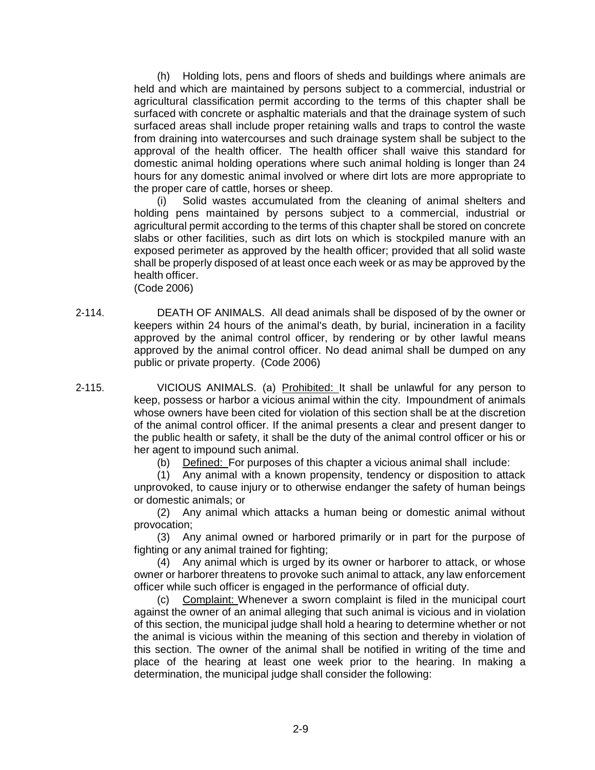(h) Holding lots, pens and floors of sheds and buildings where animals are held and which are maintained by persons subject to a commercial, industrial or agricultural classification permit according to the terms of this chapter shall be surfaced with concrete or asphaltic materials and that the drainage system of such surfaced areas shall include proper retaining walls and traps to control the waste from draining into watercourses and such drainage system shall be subject to the approval of the health officer. The health officer shall waive this standard for domestic animal holding operations where such animal holding is longer than 24 hours for any domestic animal involved or where dirt lots are more appropriate to the proper care of cattle, horses or sheep.

(i) Solid wastes accumulated from the cleaning of animal shelters and holding pens maintained by persons subject to a commercial, industrial or agricultural permit according to the terms of this chapter shall be stored on concrete slabs or other facilities, such as dirt lots on which is stockpiled manure with an exposed perimeter as approved by the health officer; provided that all solid waste shall be properly disposed of at least once each week or as may be approved by the health officer.
(Code 2006)

2-114. DEATH OF ANIMALS. All dead animals shall be disposed of by the owner or keepers within 24 hours of the animal's death, by burial, incineration in a facility approved by the animal control officer, by rendering or by other lawful means approved by the animal control officer. No dead animal shall be dumped on any public or private property. (Code 2006)

2-115. VICIOUS ANIMALS. (a) Prohibited: It shall be unlawful for any person to keep, possess or harbor a vicious animal within the city. Impoundment of animals whose owners have been cited for violation of this section shall be at the discretion of the animal control officer. If the animal presents a clear and present danger to the public health or safety, it shall be the duty of the animal control officer or his or her agent to impound such animal.

(b) Defined: For purposes of this chapter a vicious animal shall include:

(1) Any animal with a known propensity, tendency or disposition to attack unprovoked, to cause injury or to otherwise endanger the safety of human beings or domestic animals; or

(2) Any animal which attacks a human being or domestic animal without provocation;

(3) Any animal owned or harbored primarily or in part for the purpose of fighting or any animal trained for fighting;

(4) Any animal which is urged by its owner or harborer to attack, or whose owner or harborer threatens to provoke such animal to attack, any law enforcement officer while such officer is engaged in the performance of official duty.

(c) Complaint: Whenever a sworn complaint is filed in the municipal court against the owner of an animal alleging that such animal is vicious and in violation of this section, the municipal judge shall hold a hearing to determine whether or not the animal is vicious within the meaning of this section and thereby in violation of this section. The owner of the animal shall be notified in writing of the time and place of the hearing at least one week prior to the hearing. In making a determination, the municipal judge shall consider the following: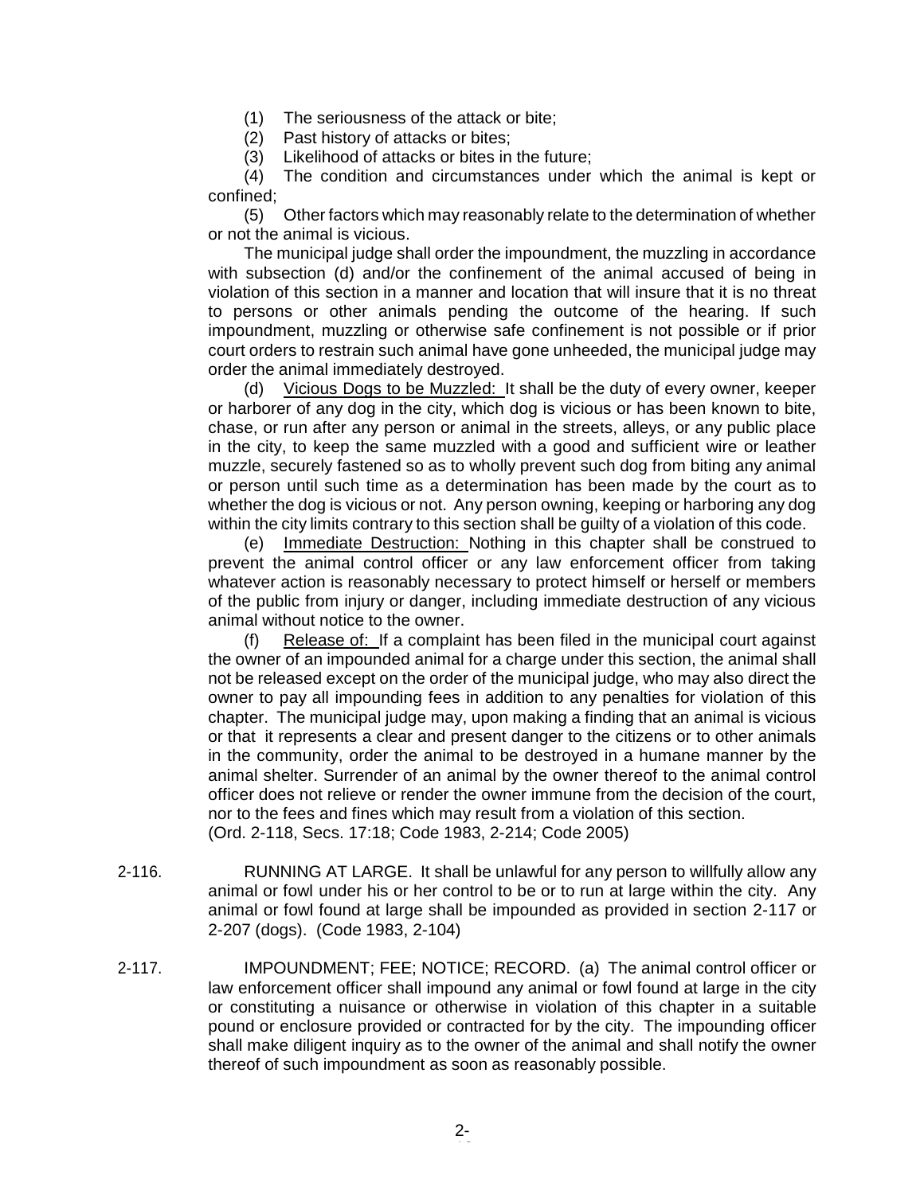(1) The seriousness of the attack or bite;

(2) Past history of attacks or bites;

(3) Likelihood of attacks or bites in the future;

(4) The condition and circumstances under which the animal is kept or confined;

(5) Other factors which may reasonably relate to the determination of whether or not the animal is vicious.

The municipal judge shall order the impoundment, the muzzling in accordance with subsection (d) and/or the confinement of the animal accused of being in violation of this section in a manner and location that will insure that it is no threat to persons or other animals pending the outcome of the hearing. If such impoundment, muzzling or otherwise safe confinement is not possible or if prior court orders to restrain such animal have gone unheeded, the municipal judge may order the animal immediately destroyed.

(d) Vicious Dogs to be Muzzled: It shall be the duty of every owner, keeper or harborer of any dog in the city, which dog is vicious or has been known to bite, chase, or run after any person or animal in the streets, alleys, or any public place in the city, to keep the same muzzled with a good and sufficient wire or leather muzzle, securely fastened so as to wholly prevent such dog from biting any animal or person until such time as a determination has been made by the court as to whether the dog is vicious or not. Any person owning, keeping or harboring any dog within the city limits contrary to this section shall be guilty of a violation of this code.

(e) Immediate Destruction: Nothing in this chapter shall be construed to prevent the animal control officer or any law enforcement officer from taking whatever action is reasonably necessary to protect himself or herself or members of the public from injury or danger, including immediate destruction of any vicious animal without notice to the owner.

(f) Release of: If a complaint has been filed in the municipal court against the owner of an impounded animal for a charge under this section, the animal shall not be released except on the order of the municipal judge, who may also direct the owner to pay all impounding fees in addition to any penalties for violation of this chapter. The municipal judge may, upon making a finding that an animal is vicious or that it represents a clear and present danger to the citizens or to other animals in the community, order the animal to be destroyed in a humane manner by the animal shelter. Surrender of an animal by the owner thereof to the animal control officer does not relieve or render the owner immune from the decision of the court, nor to the fees and fines which may result from a violation of this section.
(Ord. 2-118, Secs. 17:18; Code 1983, 2-214; Code 2005)

2-116. RUNNING AT LARGE. It shall be unlawful for any person to willfully allow any animal or fowl under his or her control to be or to run at large within the city. Any animal or fowl found at large shall be impounded as provided in section 2-117 or 2-207 (dogs). (Code 1983, 2-104)

2-117. IMPOUNDMENT; FEE; NOTICE; RECORD. (a) The animal control officer or law enforcement officer shall impound any animal or fowl found at large in the city or constituting a nuisance or otherwise in violation of this chapter in a suitable pound or enclosure provided or contracted for by the city. The impounding officer shall make diligent inquiry as to the owner of the animal and shall notify the owner thereof of such impoundment as soon as reasonably possible.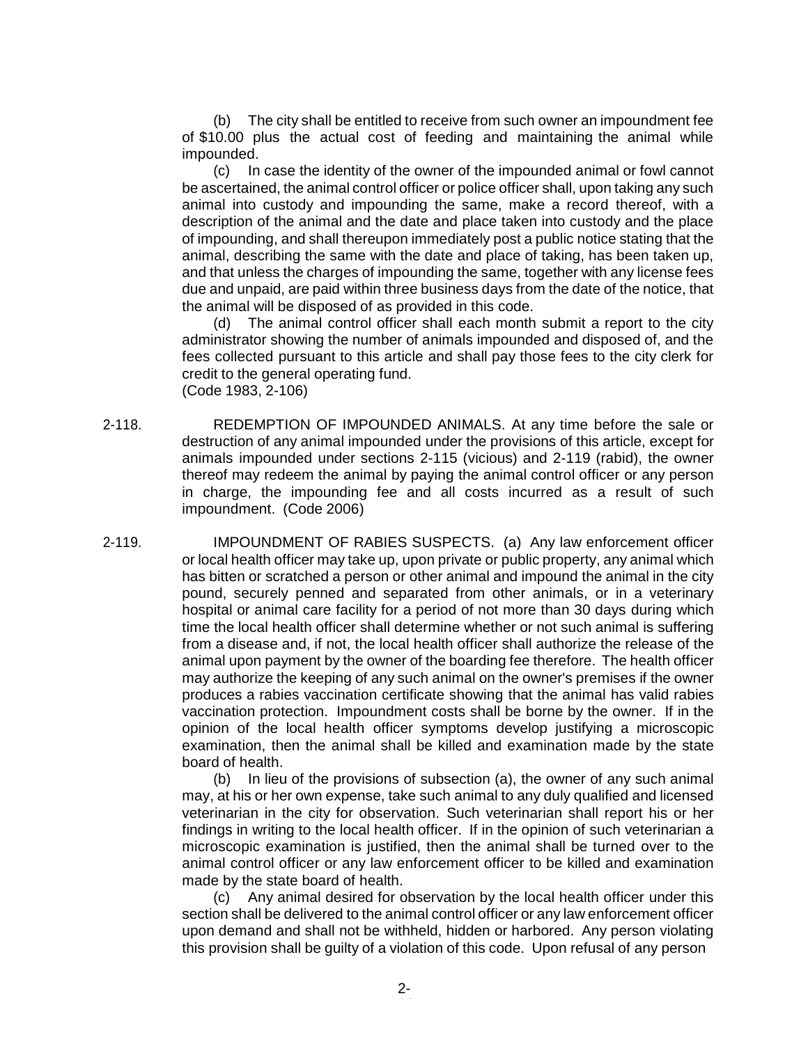(b) The city shall be entitled to receive from such owner an impoundment fee of $10.00 plus the actual cost of feeding and maintaining the animal while impounded.

(c) In case the identity of the owner of the impounded animal or fowl cannot be ascertained, the animal control officer or police officer shall, upon taking any such animal into custody and impounding the same, make a record thereof, with a description of the animal and the date and place taken into custody and the place of impounding, and shall thereupon immediately post a public notice stating that the animal, describing the same with the date and place of taking, has been taken up, and that unless the charges of impounding the same, together with any license fees due and unpaid, are paid within three business days from the date of the notice, that the animal will be disposed of as provided in this code.

(d) The animal control officer shall each month submit a report to the city administrator showing the number of animals impounded and disposed of, and the fees collected pursuant to this article and shall pay those fees to the city clerk for credit to the general operating fund.

(Code 1983, 2-106)

2-118. REDEMPTION OF IMPOUNDED ANIMALS. At any time before the sale or destruction of any animal impounded under the provisions of this article, except for animals impounded under sections 2-115 (vicious) and 2-119 (rabid), the owner thereof may redeem the animal by paying the animal control officer or any person in charge, the impounding fee and all costs incurred as a result of such impoundment. (Code 2006)

2-119. IMPOUNDMENT OF RABIES SUSPECTS. (a) Any law enforcement officer or local health officer may take up, upon private or public property, any animal which has bitten or scratched a person or other animal and impound the animal in the city pound, securely penned and separated from other animals, or in a veterinary hospital or animal care facility for a period of not more than 30 days during which time the local health officer shall determine whether or not such animal is suffering from a disease and, if not, the local health officer shall authorize the release of the animal upon payment by the owner of the boarding fee therefore. The health officer may authorize the keeping of any such animal on the owner's premises if the owner produces a rabies vaccination certificate showing that the animal has valid rabies vaccination protection. Impoundment costs shall be borne by the owner. If in the opinion of the local health officer symptoms develop justifying a microscopic examination, then the animal shall be killed and examination made by the state board of health.

(b) In lieu of the provisions of subsection (a), the owner of any such animal may, at his or her own expense, take such animal to any duly qualified and licensed veterinarian in the city for observation. Such veterinarian shall report his or her findings in writing to the local health officer. If in the opinion of such veterinarian a microscopic examination is justified, then the animal shall be turned over to the animal control officer or any law enforcement officer to be killed and examination made by the state board of health.

(c) Any animal desired for observation by the local health officer under this section shall be delivered to the animal control officer or any law enforcement officer upon demand and shall not be withheld, hidden or harbored. Any person violating this provision shall be guilty of a violation of this code. Upon refusal of any person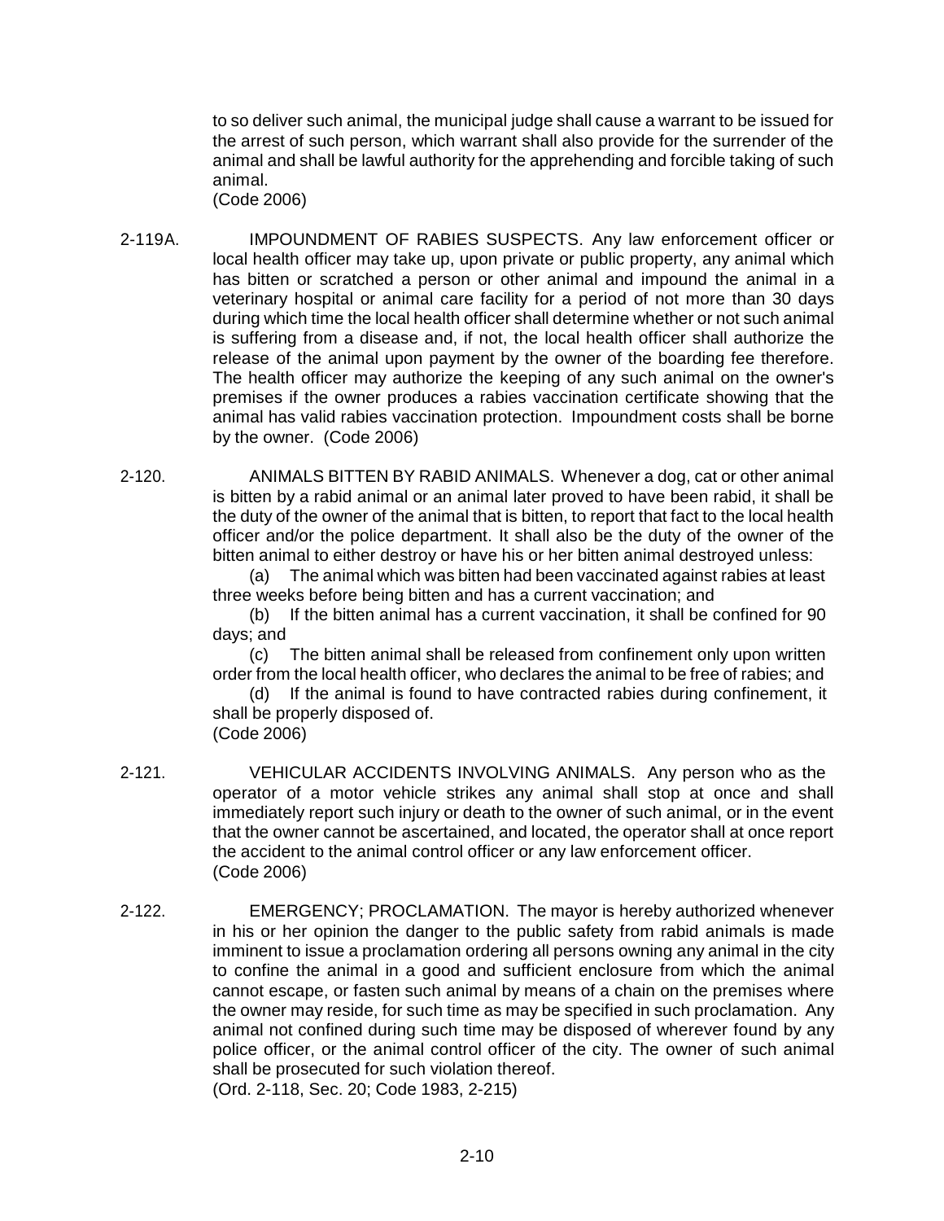to so deliver such animal, the municipal judge shall cause a warrant to be issued for the arrest of such person, which warrant shall also provide for the surrender of the animal and shall be lawful authority for the apprehending and forcible taking of such animal.
(Code 2006)

2-119A. IMPOUNDMENT OF RABIES SUSPECTS. Any law enforcement officer or local health officer may take up, upon private or public property, any animal which has bitten or scratched a person or other animal and impound the animal in a veterinary hospital or animal care facility for a period of not more than 30 days during which time the local health officer shall determine whether or not such animal is suffering from a disease and, if not, the local health officer shall authorize the release of the animal upon payment by the owner of the boarding fee therefore. The health officer may authorize the keeping of any such animal on the owner's premises if the owner produces a rabies vaccination certificate showing that the animal has valid rabies vaccination protection. Impoundment costs shall be borne by the owner. (Code 2006)

2-120. ANIMALS BITTEN BY RABID ANIMALS. Whenever a dog, cat or other animal is bitten by a rabid animal or an animal later proved to have been rabid, it shall be the duty of the owner of the animal that is bitten, to report that fact to the local health officer and/or the police department. It shall also be the duty of the owner of the bitten animal to either destroy or have his or her bitten animal destroyed unless:

(a) The animal which was bitten had been vaccinated against rabies at least three weeks before being bitten and has a current vaccination; and

(b) If the bitten animal has a current vaccination, it shall be confined for 90 days; and

(c) The bitten animal shall be released from confinement only upon written order from the local health officer, who declares the animal to be free of rabies; and

(d) If the animal is found to have contracted rabies during confinement, it shall be properly disposed of.

(Code 2006)

2-121. VEHICULAR ACCIDENTS INVOLVING ANIMALS. Any person who as the operator of a motor vehicle strikes any animal shall stop at once and shall immediately report such injury or death to the owner of such animal, or in the event that the owner cannot be ascertained, and located, the operator shall at once report the accident to the animal control officer or any law enforcement officer.
(Code 2006)

2-122. EMERGENCY; PROCLAMATION. The mayor is hereby authorized whenever in his or her opinion the danger to the public safety from rabid animals is made imminent to issue a proclamation ordering all persons owning any animal in the city to confine the animal in a good and sufficient enclosure from which the animal cannot escape, or fasten such animal by means of a chain on the premises where the owner may reside, for such time as may be specified in such proclamation. Any animal not confined during such time may be disposed of wherever found by any police officer, or the animal control officer of the city. The owner of such animal shall be prosecuted for such violation thereof.
(Ord. 2-118, Sec. 20; Code 1983, 2-215)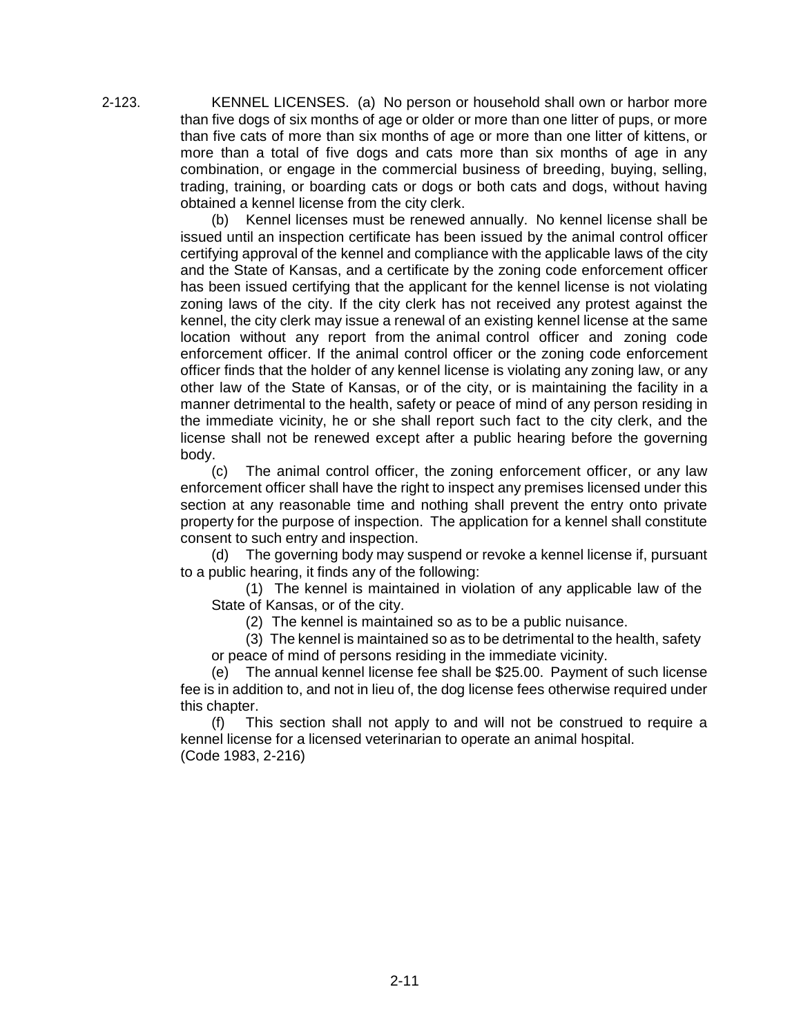2-123. KENNEL LICENSES. (a) No person or household shall own or harbor more than five dogs of six months of age or older or more than one litter of pups, or more than five cats of more than six months of age or more than one litter of kittens, or more than a total of five dogs and cats more than six months of age in any combination, or engage in the commercial business of breeding, buying, selling, trading, training, or boarding cats or dogs or both cats and dogs, without having obtained a kennel license from the city clerk.

(b) Kennel licenses must be renewed annually. No kennel license shall be issued until an inspection certificate has been issued by the animal control officer certifying approval of the kennel and compliance with the applicable laws of the city and the State of Kansas, and a certificate by the zoning code enforcement officer has been issued certifying that the applicant for the kennel license is not violating zoning laws of the city. If the city clerk has not received any protest against the kennel, the city clerk may issue a renewal of an existing kennel license at the same location without any report from the animal control officer and zoning code enforcement officer. If the animal control officer or the zoning code enforcement officer finds that the holder of any kennel license is violating any zoning law, or any other law of the State of Kansas, or of the city, or is maintaining the facility in a manner detrimental to the health, safety or peace of mind of any person residing in the immediate vicinity, he or she shall report such fact to the city clerk, and the license shall not be renewed except after a public hearing before the governing body.

(c) The animal control officer, the zoning enforcement officer, or any law enforcement officer shall have the right to inspect any premises licensed under this section at any reasonable time and nothing shall prevent the entry onto private property for the purpose of inspection. The application for a kennel shall constitute consent to such entry and inspection.

(d) The governing body may suspend or revoke a kennel license if, pursuant to a public hearing, it finds any of the following:

(1) The kennel is maintained in violation of any applicable law of the State of Kansas, or of the city.

(2) The kennel is maintained so as to be a public nuisance.

(3) The kennel is maintained so as to be detrimental to the health, safety or peace of mind of persons residing in the immediate vicinity.

(e) The annual kennel license fee shall be $25.00. Payment of such license fee is in addition to, and not in lieu of, the dog license fees otherwise required under this chapter.

(f) This section shall not apply to and will not be construed to require a kennel license for a licensed veterinarian to operate an animal hospital.

(Code 1983, 2-216)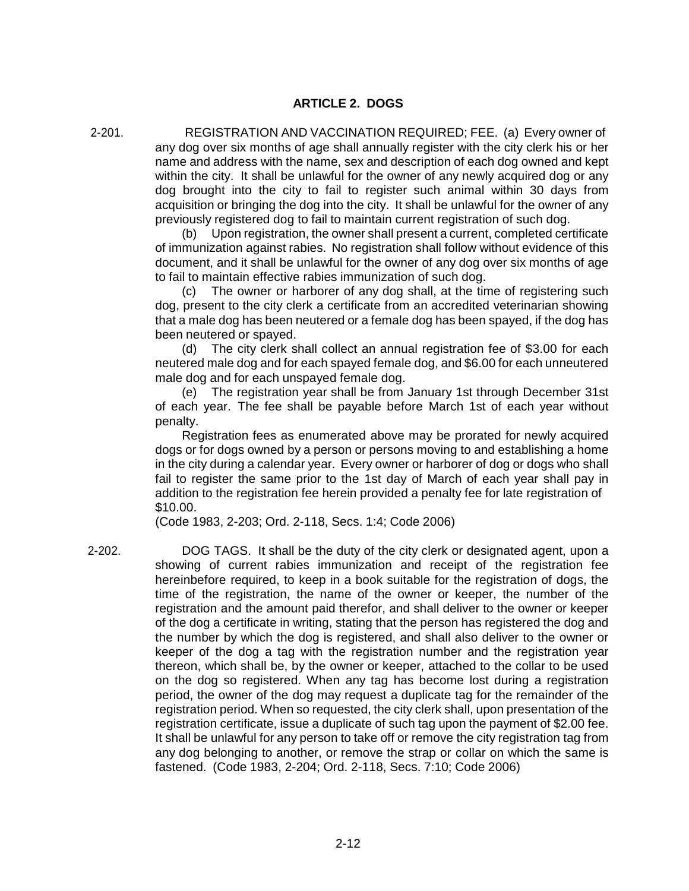## ARTICLE 2. DOGS

2-201. REGISTRATION AND VACCINATION REQUIRED; FEE. (a) Every owner of any dog over six months of age shall annually register with the city clerk his or her name and address with the name, sex and description of each dog owned and kept within the city. It shall be unlawful for the owner of any newly acquired dog or any dog brought into the city to fail to register such animal within 30 days from acquisition or bringing the dog into the city. It shall be unlawful for the owner of any previously registered dog to fail to maintain current registration of such dog.

(b) Upon registration, the owner shall present a current, completed certificate of immunization against rabies. No registration shall follow without evidence of this document, and it shall be unlawful for the owner of any dog over six months of age to fail to maintain effective rabies immunization of such dog.

(c) The owner or harborer of any dog shall, at the time of registering such dog, present to the city clerk a certificate from an accredited veterinarian showing that a male dog has been neutered or a female dog has been spayed, if the dog has been neutered or spayed.

(d) The city clerk shall collect an annual registration fee of $3.00 for each neutered male dog and for each spayed female dog, and $6.00 for each unneutered male dog and for each unspayed female dog.

(e) The registration year shall be from January 1st through December 31st of each year. The fee shall be payable before March 1st of each year without penalty.

Registration fees as enumerated above may be prorated for newly acquired dogs or for dogs owned by a person or persons moving to and establishing a home in the city during a calendar year. Every owner or harborer of dog or dogs who shall fail to register the same prior to the 1st day of March of each year shall pay in addition to the registration fee herein provided a penalty fee for late registration of $10.00.

(Code 1983, 2-203; Ord. 2-118, Secs. 1:4; Code 2006)

2-202. DOG TAGS. It shall be the duty of the city clerk or designated agent, upon a showing of current rabies immunization and receipt of the registration fee hereinbefore required, to keep in a book suitable for the registration of dogs, the time of the registration, the name of the owner or keeper, the number of the registration and the amount paid therefor, and shall deliver to the owner or keeper of the dog a certificate in writing, stating that the person has registered the dog and the number by which the dog is registered, and shall also deliver to the owner or keeper of the dog a tag with the registration number and the registration year thereon, which shall be, by the owner or keeper, attached to the collar to be used on the dog so registered. When any tag has become lost during a registration period, the owner of the dog may request a duplicate tag for the remainder of the registration period. When so requested, the city clerk shall, upon presentation of the registration certificate, issue a duplicate of such tag upon the payment of $2.00 fee. It shall be unlawful for any person to take off or remove the city registration tag from any dog belonging to another, or remove the strap or collar on which the same is fastened. (Code 1983, 2-204; Ord. 2-118, Secs. 7:10; Code 2006)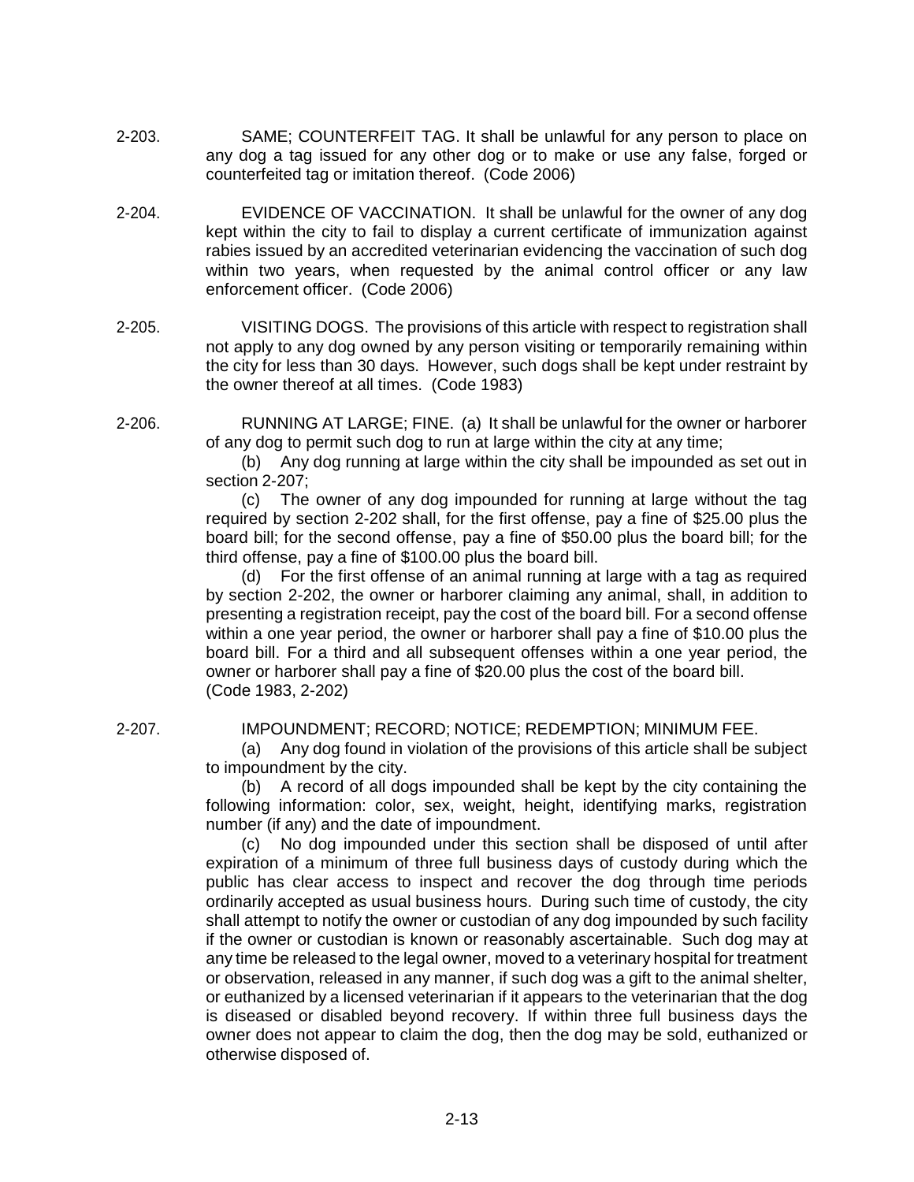2-203. SAME; COUNTERFEIT TAG. It shall be unlawful for any person to place on any dog a tag issued for any other dog or to make or use any false, forged or counterfeited tag or imitation thereof. (Code 2006)

2-204. EVIDENCE OF VACCINATION. It shall be unlawful for the owner of any dog kept within the city to fail to display a current certificate of immunization against rabies issued by an accredited veterinarian evidencing the vaccination of such dog within two years, when requested by the animal control officer or any law enforcement officer. (Code 2006)

2-205. VISITING DOGS. The provisions of this article with respect to registration shall not apply to any dog owned by any person visiting or temporarily remaining within the city for less than 30 days. However, such dogs shall be kept under restraint by the owner thereof at all times. (Code 1983)

2-206. RUNNING AT LARGE; FINE. (a) It shall be unlawful for the owner or harborer of any dog to permit such dog to run at large within the city at any time;

(b) Any dog running at large within the city shall be impounded as set out in section 2-207;

(c) The owner of any dog impounded for running at large without the tag required by section 2-202 shall, for the first offense, pay a fine of $25.00 plus the board bill; for the second offense, pay a fine of $50.00 plus the board bill; for the third offense, pay a fine of $100.00 plus the board bill.

(d) For the first offense of an animal running at large with a tag as required by section 2-202, the owner or harborer claiming any animal, shall, in addition to presenting a registration receipt, pay the cost of the board bill. For a second offense within a one year period, the owner or harborer shall pay a fine of $10.00 plus the board bill. For a third and all subsequent offenses within a one year period, the owner or harborer shall pay a fine of $20.00 plus the cost of the board bill.
(Code 1983, 2-202)

2-207. IMPOUNDMENT; RECORD; NOTICE; REDEMPTION; MINIMUM FEE.

(a) Any dog found in violation of the provisions of this article shall be subject to impoundment by the city.

(b) A record of all dogs impounded shall be kept by the city containing the following information: color, sex, weight, height, identifying marks, registration number (if any) and the date of impoundment.

(c) No dog impounded under this section shall be disposed of until after expiration of a minimum of three full business days of custody during which the public has clear access to inspect and recover the dog through time periods ordinarily accepted as usual business hours. During such time of custody, the city shall attempt to notify the owner or custodian of any dog impounded by such facility if the owner or custodian is known or reasonably ascertainable. Such dog may at any time be released to the legal owner, moved to a veterinary hospital for treatment or observation, released in any manner, if such dog was a gift to the animal shelter, or euthanized by a licensed veterinarian if it appears to the veterinarian that the dog is diseased or disabled beyond recovery. If within three full business days the owner does not appear to claim the dog, then the dog may be sold, euthanized or otherwise disposed of.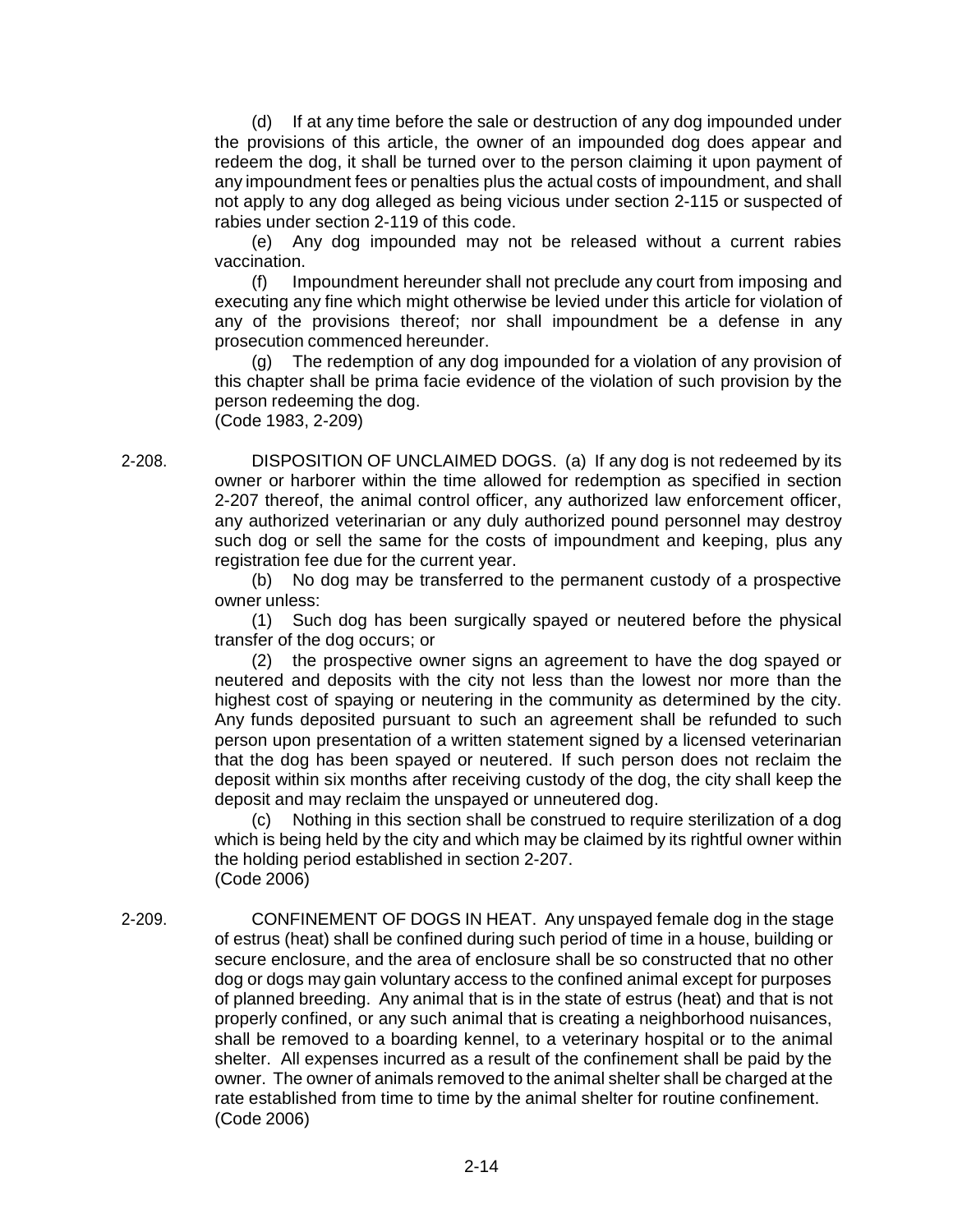(d) If at any time before the sale or destruction of any dog impounded under the provisions of this article, the owner of an impounded dog does appear and redeem the dog, it shall be turned over to the person claiming it upon payment of any impoundment fees or penalties plus the actual costs of impoundment, and shall not apply to any dog alleged as being vicious under section 2-115 or suspected of rabies under section 2-119 of this code.

(e) Any dog impounded may not be released without a current rabies vaccination.

(f) Impoundment hereunder shall not preclude any court from imposing and executing any fine which might otherwise be levied under this article for violation of any of the provisions thereof; nor shall impoundment be a defense in any prosecution commenced hereunder.

(g) The redemption of any dog impounded for a violation of any provision of this chapter shall be prima facie evidence of the violation of such provision by the person redeeming the dog.
(Code 1983, 2-209)

2-208. DISPOSITION OF UNCLAIMED DOGS. (a) If any dog is not redeemed by its owner or harborer within the time allowed for redemption as specified in section 2-207 thereof, the animal control officer, any authorized law enforcement officer, any authorized veterinarian or any duly authorized pound personnel may destroy such dog or sell the same for the costs of impoundment and keeping, plus any registration fee due for the current year.

(b) No dog may be transferred to the permanent custody of a prospective owner unless:

(1) Such dog has been surgically spayed or neutered before the physical transfer of the dog occurs; or

(2) the prospective owner signs an agreement to have the dog spayed or neutered and deposits with the city not less than the lowest nor more than the highest cost of spaying or neutering in the community as determined by the city. Any funds deposited pursuant to such an agreement shall be refunded to such person upon presentation of a written statement signed by a licensed veterinarian that the dog has been spayed or neutered. If such person does not reclaim the deposit within six months after receiving custody of the dog, the city shall keep the deposit and may reclaim the unspayed or unneutered dog.

(c) Nothing in this section shall be construed to require sterilization of a dog which is being held by the city and which may be claimed by its rightful owner within the holding period established in section 2-207.
(Code 2006)

2-209. CONFINEMENT OF DOGS IN HEAT. Any unspayed female dog in the stage of estrus (heat) shall be confined during such period of time in a house, building or secure enclosure, and the area of enclosure shall be so constructed that no other dog or dogs may gain voluntary access to the confined animal except for purposes of planned breeding. Any animal that is in the state of estrus (heat) and that is not properly confined, or any such animal that is creating a neighborhood nuisances, shall be removed to a boarding kennel, to a veterinary hospital or to the animal shelter. All expenses incurred as a result of the confinement shall be paid by the owner. The owner of animals removed to the animal shelter shall be charged at the rate established from time to time by the animal shelter for routine confinement.
(Code 2006)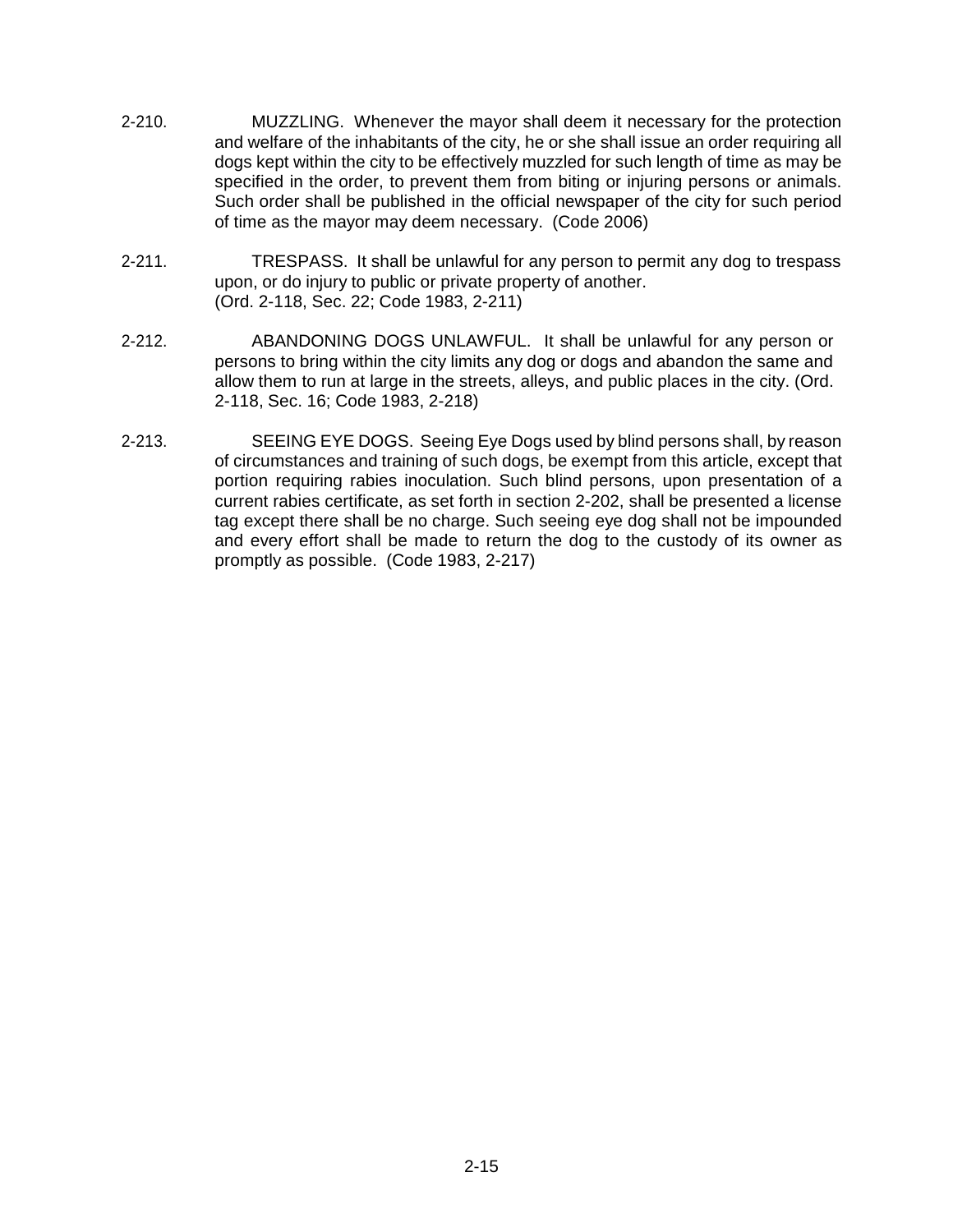2-210. MUZZLING. Whenever the mayor shall deem it necessary for the protection and welfare of the inhabitants of the city, he or she shall issue an order requiring all dogs kept within the city to be effectively muzzled for such length of time as may be specified in the order, to prevent them from biting or injuring persons or animals. Such order shall be published in the official newspaper of the city for such period of time as the mayor may deem necessary. (Code 2006)

2-211. TRESPASS. It shall be unlawful for any person to permit any dog to trespass upon, or do injury to public or private property of another. (Ord. 2-118, Sec. 22; Code 1983, 2-211)

2-212. ABANDONING DOGS UNLAWFUL. It shall be unlawful for any person or persons to bring within the city limits any dog or dogs and abandon the same and allow them to run at large in the streets, alleys, and public places in the city. (Ord. 2-118, Sec. 16; Code 1983, 2-218)

2-213. SEEING EYE DOGS. Seeing Eye Dogs used by blind persons shall, by reason of circumstances and training of such dogs, be exempt from this article, except that portion requiring rabies inoculation. Such blind persons, upon presentation of a current rabies certificate, as set forth in section 2-202, shall be presented a license tag except there shall be no charge. Such seeing eye dog shall not be impounded and every effort shall be made to return the dog to the custody of its owner as promptly as possible. (Code 1983, 2-217)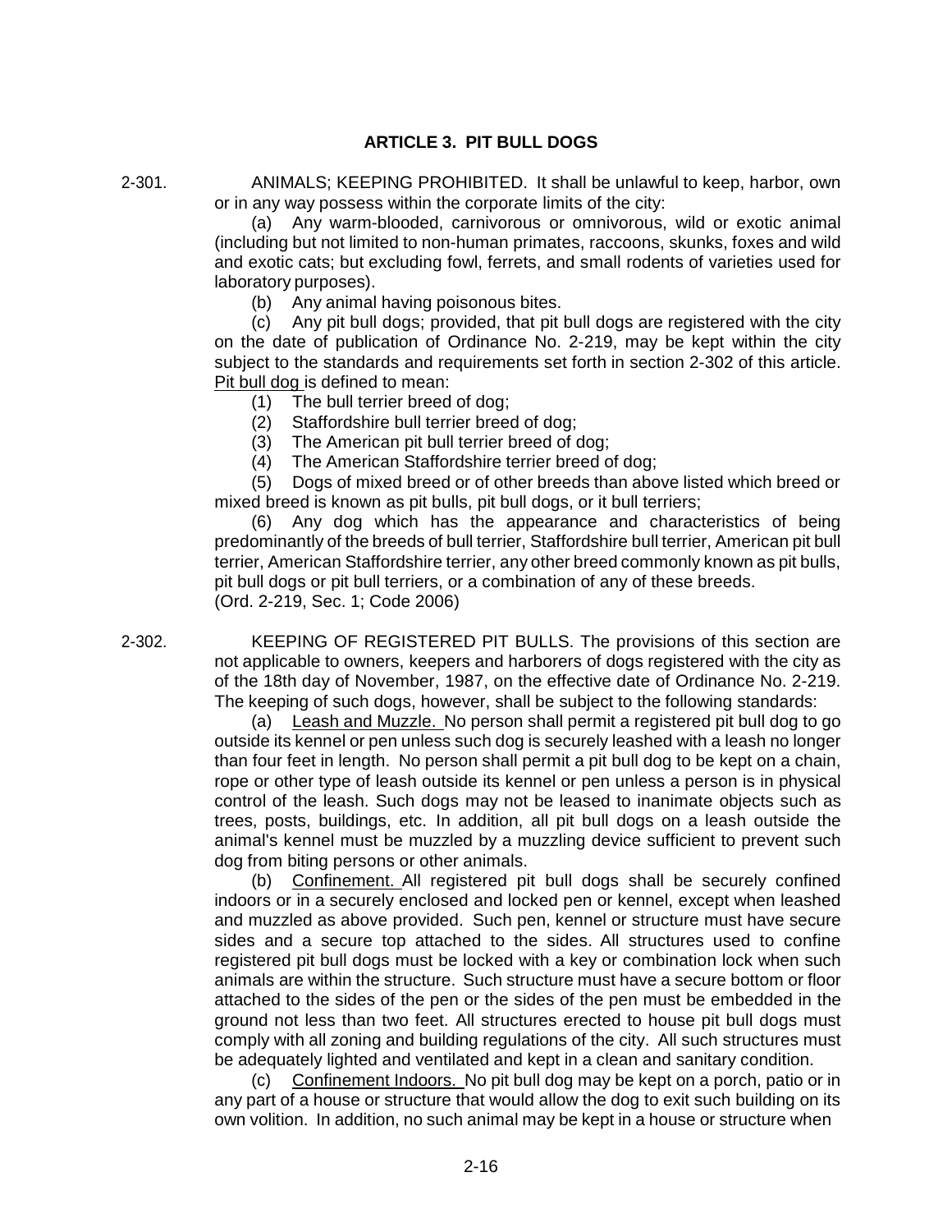## ARTICLE 3. PIT BULL DOGS

2-301. ANIMALS; KEEPING PROHIBITED. It shall be unlawful to keep, harbor, own or in any way possess within the corporate limits of the city:

(a) Any warm-blooded, carnivorous or omnivorous, wild or exotic animal (including but not limited to non-human primates, raccoons, skunks, foxes and wild and exotic cats; but excluding fowl, ferrets, and small rodents of varieties used for laboratory purposes).

(b) Any animal having poisonous bites.

(c) Any pit bull dogs; provided, that pit bull dogs are registered with the city on the date of publication of Ordinance No. 2-219, may be kept within the city subject to the standards and requirements set forth in section 2-302 of this article. Pit bull dog is defined to mean:

(1) The bull terrier breed of dog;

(2) Staffordshire bull terrier breed of dog;

(3) The American pit bull terrier breed of dog;

(4) The American Staffordshire terrier breed of dog;

(5) Dogs of mixed breed or of other breeds than above listed which breed or mixed breed is known as pit bulls, pit bull dogs, or it bull terriers;

(6) Any dog which has the appearance and characteristics of being predominantly of the breeds of bull terrier, Staffordshire bull terrier, American pit bull terrier, American Staffordshire terrier, any other breed commonly known as pit bulls, pit bull dogs or pit bull terriers, or a combination of any of these breeds.

(Ord. 2-219, Sec. 1; Code 2006)

2-302. KEEPING OF REGISTERED PIT BULLS. The provisions of this section are not applicable to owners, keepers and harborers of dogs registered with the city as of the 18th day of November, 1987, on the effective date of Ordinance No. 2-219. The keeping of such dogs, however, shall be subject to the following standards:

(a) Leash and Muzzle. No person shall permit a registered pit bull dog to go outside its kennel or pen unless such dog is securely leashed with a leash no longer than four feet in length. No person shall permit a pit bull dog to be kept on a chain, rope or other type of leash outside its kennel or pen unless a person is in physical control of the leash. Such dogs may not be leased to inanimate objects such as trees, posts, buildings, etc. In addition, all pit bull dogs on a leash outside the animal's kennel must be muzzled by a muzzling device sufficient to prevent such dog from biting persons or other animals.

(b) Confinement. All registered pit bull dogs shall be securely confined indoors or in a securely enclosed and locked pen or kennel, except when leashed and muzzled as above provided. Such pen, kennel or structure must have secure sides and a secure top attached to the sides. All structures used to confine registered pit bull dogs must be locked with a key or combination lock when such animals are within the structure. Such structure must have a secure bottom or floor attached to the sides of the pen or the sides of the pen must be embedded in the ground not less than two feet. All structures erected to house pit bull dogs must comply with all zoning and building regulations of the city. All such structures must be adequately lighted and ventilated and kept in a clean and sanitary condition.

(c) Confinement Indoors. No pit bull dog may be kept on a porch, patio or in any part of a house or structure that would allow the dog to exit such building on its own volition. In addition, no such animal may be kept in a house or structure when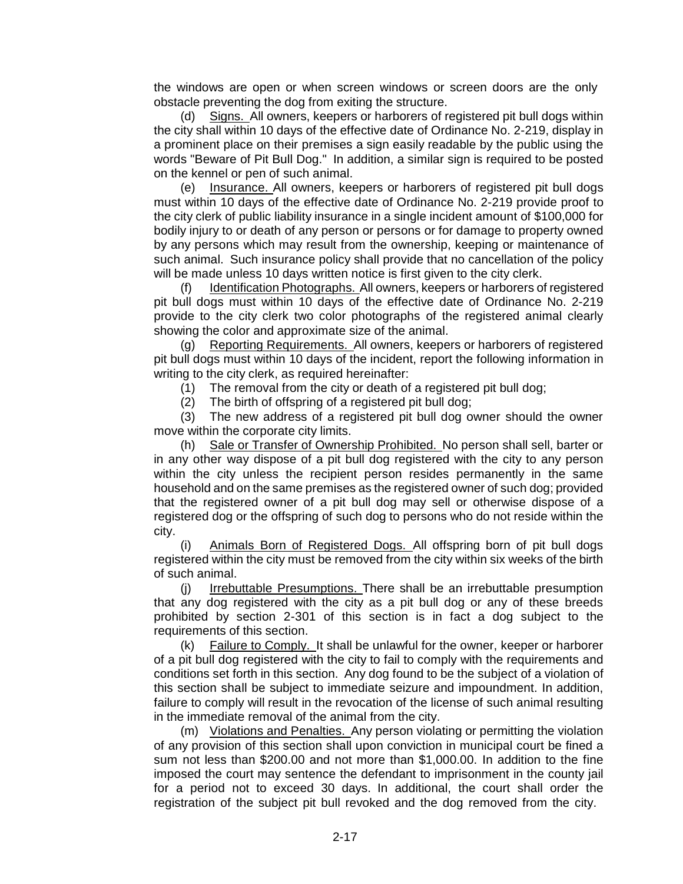the windows are open or when screen windows or screen doors are the only obstacle preventing the dog from exiting the structure.

(d) Signs. All owners, keepers or harborers of registered pit bull dogs within the city shall within 10 days of the effective date of Ordinance No. 2-219, display in a prominent place on their premises a sign easily readable by the public using the words "Beware of Pit Bull Dog." In addition, a similar sign is required to be posted on the kennel or pen of such animal.

(e) Insurance. All owners, keepers or harborers of registered pit bull dogs must within 10 days of the effective date of Ordinance No. 2-219 provide proof to the city clerk of public liability insurance in a single incident amount of $100,000 for bodily injury to or death of any person or persons or for damage to property owned by any persons which may result from the ownership, keeping or maintenance of such animal. Such insurance policy shall provide that no cancellation of the policy will be made unless 10 days written notice is first given to the city clerk.

(f) Identification Photographs. All owners, keepers or harborers of registered pit bull dogs must within 10 days of the effective date of Ordinance No. 2-219 provide to the city clerk two color photographs of the registered animal clearly showing the color and approximate size of the animal.

(g) Reporting Requirements. All owners, keepers or harborers of registered pit bull dogs must within 10 days of the incident, report the following information in writing to the city clerk, as required hereinafter:

(1) The removal from the city or death of a registered pit bull dog;

(2) The birth of offspring of a registered pit bull dog;

(3) The new address of a registered pit bull dog owner should the owner move within the corporate city limits.

(h) Sale or Transfer of Ownership Prohibited. No person shall sell, barter or in any other way dispose of a pit bull dog registered with the city to any person within the city unless the recipient person resides permanently in the same household and on the same premises as the registered owner of such dog; provided that the registered owner of a pit bull dog may sell or otherwise dispose of a registered dog or the offspring of such dog to persons who do not reside within the city.

(i) Animals Born of Registered Dogs. All offspring born of pit bull dogs registered within the city must be removed from the city within six weeks of the birth of such animal.

(j) Irrebuttable Presumptions. There shall be an irrebuttable presumption that any dog registered with the city as a pit bull dog or any of these breeds prohibited by section 2-301 of this section is in fact a dog subject to the requirements of this section.

(k) Failure to Comply. It shall be unlawful for the owner, keeper or harborer of a pit bull dog registered with the city to fail to comply with the requirements and conditions set forth in this section. Any dog found to be the subject of a violation of this section shall be subject to immediate seizure and impoundment. In addition, failure to comply will result in the revocation of the license of such animal resulting in the immediate removal of the animal from the city.

(m) Violations and Penalties. Any person violating or permitting the violation of any provision of this section shall upon conviction in municipal court be fined a sum not less than $200.00 and not more than $1,000.00. In addition to the fine imposed the court may sentence the defendant to imprisonment in the county jail for a period not to exceed 30 days. In additional, the court shall order the registration of the subject pit bull revoked and the dog removed from the city.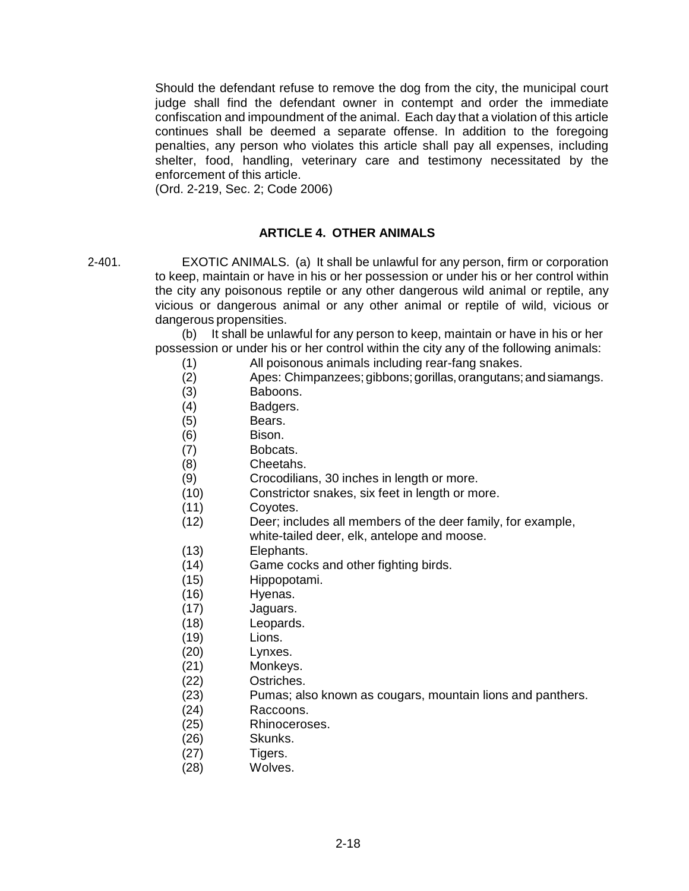Should the defendant refuse to remove the dog from the city, the municipal court judge shall find the defendant owner in contempt and order the immediate confiscation and impoundment of the animal. Each day that a violation of this article continues shall be deemed a separate offense. In addition to the foregoing penalties, any person who violates this article shall pay all expenses, including shelter, food, handling, veterinary care and testimony necessitated by the enforcement of this article.
(Ord. 2-219, Sec. 2; Code 2006)

## ARTICLE 4. OTHER ANIMALS

2-401. EXOTIC ANIMALS. (a) It shall be unlawful for any person, firm or corporation to keep, maintain or have in his or her possession or under his or her control within the city any poisonous reptile or any other dangerous wild animal or reptile, any vicious or dangerous animal or any other animal or reptile of wild, vicious or dangerous propensities.

(b) It shall be unlawful for any person to keep, maintain or have in his or her possession or under his or her control within the city any of the following animals:

(1) All poisonous animals including rear-fang snakes.
(2) Apes: Chimpanzees; gibbons; gorillas, orangutans; and siamangs.
(3) Baboons.
(4) Badgers.
(5) Bears.
(6) Bison.
(7) Bobcats.
(8) Cheetahs.
(9) Crocodilians, 30 inches in length or more.
(10) Constrictor snakes, six feet in length or more.
(11) Coyotes.
(12) Deer; includes all members of the deer family, for example, white-tailed deer, elk, antelope and moose.
(13) Elephants.
(14) Game cocks and other fighting birds.
(15) Hippopotami.
(16) Hyenas.
(17) Jaguars.
(18) Leopards.
(19) Lions.
(20) Lynxes.
(21) Monkeys.
(22) Ostriches.
(23) Pumas; also known as cougars, mountain lions and panthers.
(24) Raccoons.
(25) Rhinoceroses.
(26) Skunks.
(27) Tigers.
(28) Wolves.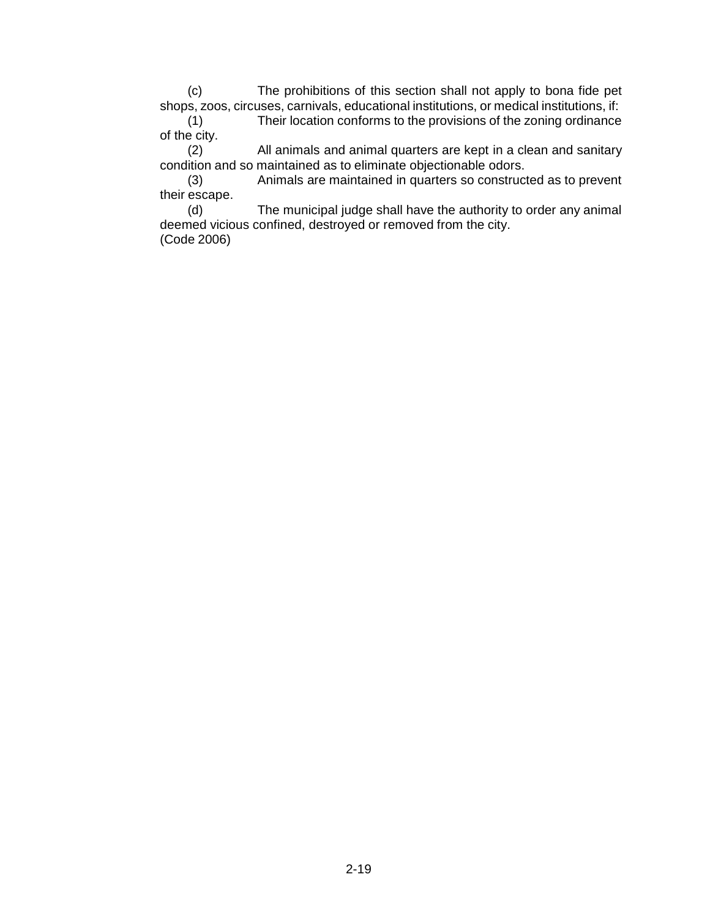(c) The prohibitions of this section shall not apply to bona fide pet shops, zoos, circuses, carnivals, educational institutions, or medical institutions, if:

(1) Their location conforms to the provisions of the zoning ordinance of the city.

(2) All animals and animal quarters are kept in a clean and sanitary condition and so maintained as to eliminate objectionable odors.

(3) Animals are maintained in quarters so constructed as to prevent their escape.

(d) The municipal judge shall have the authority to order any animal deemed vicious confined, destroyed or removed from the city.

(Code 2006)